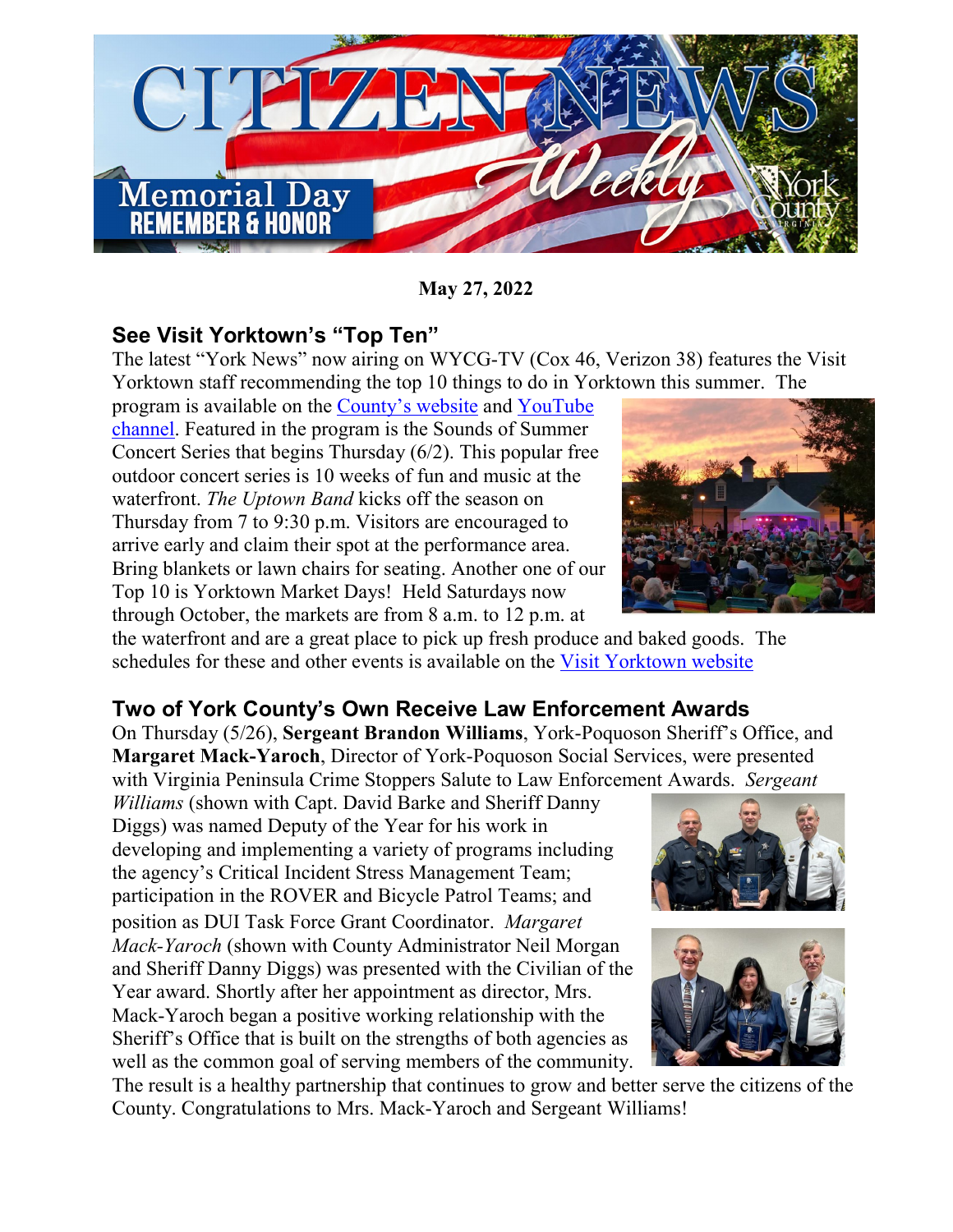**May 27, 2022**

## See Visit Yorktown's "Top Ten"

The latest "York News" now airing on WYCG-TV (Cox 46, Verizon 38) features the Visit Yorktown staff recommending the top 10 things to do in Yorktown this summer. The program is available on the County's website and YouTube channel. Featured in the program is the Sounds of Summer Concert Series that begins Thursday (6/2). This popular free outdoor concert series is 10 weeks of fun and music at the waterfront. *The Uptown Band* kicks off the season on Thursday from 7 to 9:30 p.m. Visitors are encouraged to arrive early and claim their spot at the performance area. Bring blankets or lawn chairs for seating. Another one of our Top 10 is Yorktown Market Days! Held Saturdays now through October, the markets are from 8 a.m. to 12 p.m. at the waterfront and are a great place to pick up fresh produce and baked goods. The schedules for these and other events is available on the Visit Yorktown website

## Two of York County's Own Receive Law Enforcement Awards

On Thursday (5/26), **Sergeant Brandon Williams**, York-Poquoson Sheriff's Office, and **Margaret Mack-Yaroch**, Director of York-Poquoson Social Services, were presented with Virginia Peninsula Crime Stoppers Salute to Law Enforcement Awards. *Sergeant Williams* (shown with Capt. David Barke and Sheriff Danny Diggs) was named Deputy of the Year for his work in developing and implementing a variety of programs including the agency's Critical Incident Stress Management Team; participation in the ROVER and Bicycle Patrol Teams; and position as DUI Task Force Grant Coordinator. *Margaret Mack-Yaroch* (shown with County Administrator Neil Morgan and Sheriff Danny Diggs) was presented with the Civilian of the Year award. Shortly after her appointment as director, Mrs. Mack-Yaroch began a positive working relationship with the Sheriff's Office that is built on the strengths of both agencies as well as the common goal of serving members of the community. The result is a healthy partnership that continues to grow and better serve the citizens of the County. Congratulations to Mrs. Mack-Yaroch and Sergeant Williams!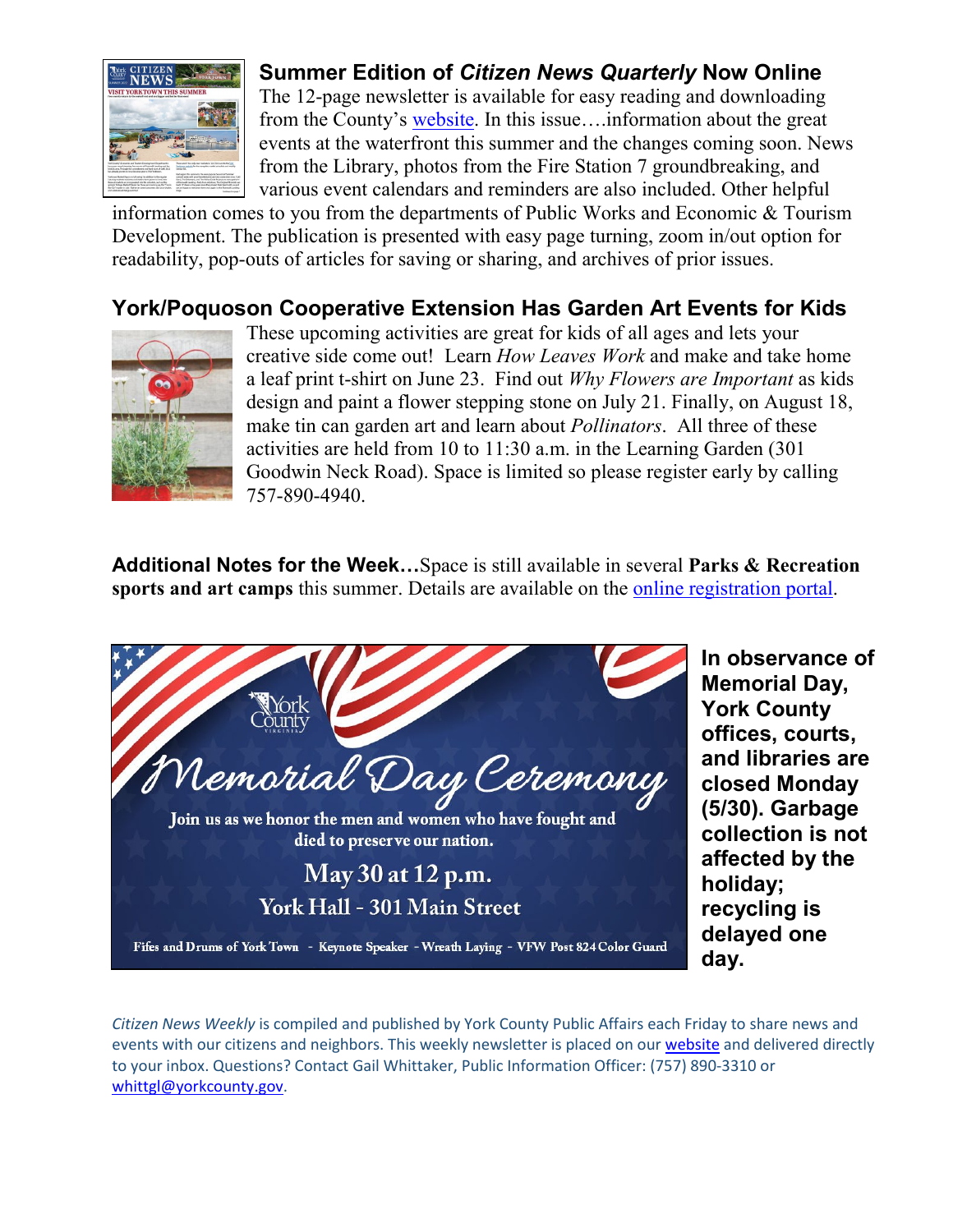## Summer Edition of *Citizen News Quarterly* Now Online

The 12-page newsletter is available for easy reading and downloading from the County's website. In this issue….information about the great events at the waterfront this summer and the changes coming soon. News from the Library, photos from the Fire Station 7 groundbreaking, and various event calendars and reminders are also included. Other helpful information comes to you from the departments of Public Works and Economic & Tourism Development. The publication is presented with easy page turning, zoom in/out option for readability, pop-outs of articles for saving or sharing, and archives of prior issues.

## York/Poquoson Cooperative Extension Has Garden Art Events for Kids

These upcoming activities are great for kids of all ages and lets your creative side come out! Learn *How Leaves Work* and make and take home a leaf print t-shirt on June 23. Find out *Why Flowers are Important* as kids design and paint a flower stepping stone on July 21. Finally, on August 18, make tin can garden art and learn about *Pollinators*. All three of these activities are held from 10 to 11:30 a.m. in the Learning Garden (301 Goodwin Neck Road). Space is limited so please register early by calling 757-890-4940.

**Additional Notes for the Week…**Space is still available in several **Parks & Recreation sports and art camps** this summer. Details are available on the online registration portal.

York County Virginia

Memorial Day Ceremony

Join us as we honor the men and women who have fought and died to preserve our nation.

May 30 at 12 p.m.

York Hall - 301 Main Street

Fifes and Drums of York Town - Keynote Speaker - Wreath Laying - VFW Post 824 Color Guard

**In observance of Memorial Day, York County offices, courts, and libraries are closed Monday (5/30). Garbage collection is not affected by the holiday; recycling is delayed one day.**

*Citizen News Weekly* is compiled and published by York County Public Affairs each Friday to share news and events with our citizens and neighbors. This weekly newsletter is placed on our website and delivered directly to your inbox. Questions? Contact Gail Whittaker, Public Information Officer: (757) 890-3310 or whittgl@yorkcounty.gov.